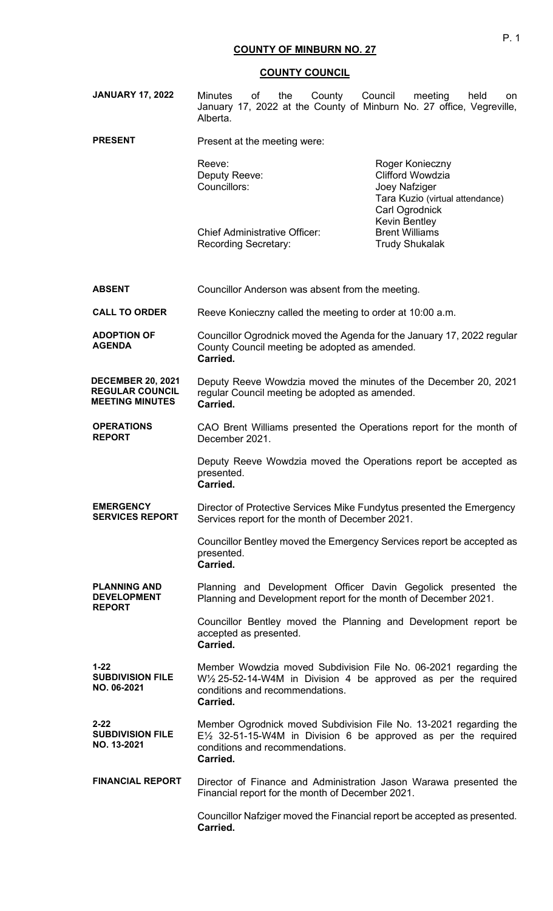# COUNTY OF MINBURN NO. 27

## COUNTY COUNCIL

**JANUARY 17, 2022**

Minutes of the County Council meeting held on January 17, 2022 at the County of Minburn No. 27 office, Vegreville, Alberta.

**PRESENT**

Present at the meeting were:

| | |
|---|---|
| Reeve: | Roger Konieczny |
| Deputy Reeve: | Clifford Wowdzia |
| Councillors: | Joey Nafziger |
| | Tara Kuzio (virtual attendance) |
| | Carl Ogrodnick |
| | Kevin Bentley |
| Chief Administrative Officer: | Brent Williams |
| Recording Secretary: | Trudy Shukalak |

**ABSENT**

Councillor Anderson was absent from the meeting.

**CALL TO ORDER**

Reeve Konieczny called the meeting to order at 10:00 a.m.

**ADOPTION OF AGENDA**

Councillor Ogrodnick moved the Agenda for the January 17, 2022 regular County Council meeting be adopted as amended.
**Carried.**

**DECEMBER 20, 2021 REGULAR COUNCIL MEETING MINUTES**

Deputy Reeve Wowdzia moved the minutes of the December 20, 2021 regular Council meeting be adopted as amended.
**Carried.**

**OPERATIONS REPORT**

CAO Brent Williams presented the Operations report for the month of December 2021.

Deputy Reeve Wowdzia moved the Operations report be accepted as presented.
**Carried.**

**EMERGENCY SERVICES REPORT**

Director of Protective Services Mike Fundytus presented the Emergency Services report for the month of December 2021.

Councillor Bentley moved the Emergency Services report be accepted as presented.
**Carried.**

**PLANNING AND DEVELOPMENT REPORT**

Planning and Development Officer Davin Gegolick presented the Planning and Development report for the month of December 2021.

Councillor Bentley moved the Planning and Development report be accepted as presented.
**Carried.**

**1-22 SUBDIVISION FILE NO. 06-2021**

Member Wowdzia moved Subdivision File No. 06-2021 regarding the W½ 25-52-14-W4M in Division 4 be approved as per the required conditions and recommendations.
**Carried.**

**2-22 SUBDIVISION FILE NO. 13-2021**

Member Ogrodnick moved Subdivision File No. 13-2021 regarding the E½ 32-51-15-W4M in Division 6 be approved as per the required conditions and recommendations.
**Carried.**

**FINANCIAL REPORT**

Director of Finance and Administration Jason Warawa presented the Financial report for the month of December 2021.

Councillor Nafziger moved the Financial report be accepted as presented.
**Carried.**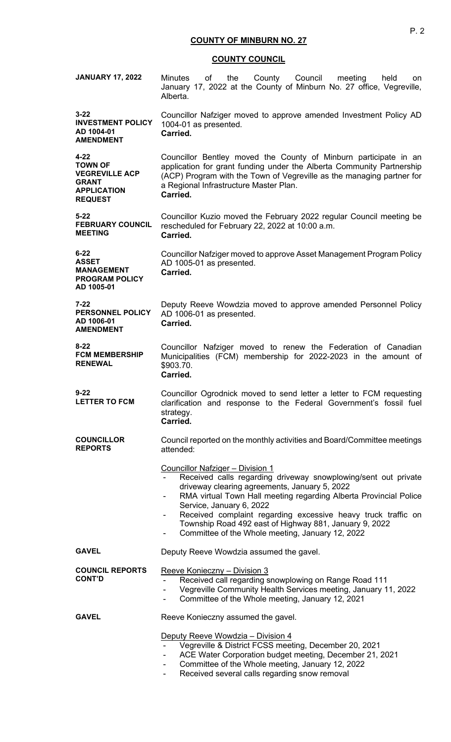# COUNTY OF MINBURN NO. 27

## COUNTY COUNCIL

**JANUARY 17, 2022**

Minutes of the County Council meeting held on January 17, 2022 at the County of Minburn No. 27 office, Vegreville, Alberta.

**3-22 INVESTMENT POLICY AD 1004-01 AMENDMENT**

Councillor Nafziger moved to approve amended Investment Policy AD 1004-01 as presented.
**Carried.**

**4-22 TOWN OF VEGREVILLE ACP GRANT APPLICATION REQUEST**

Councillor Bentley moved the County of Minburn participate in an application for grant funding under the Alberta Community Partnership (ACP) Program with the Town of Vegreville as the managing partner for a Regional Infrastructure Master Plan.
**Carried.**

**5-22 FEBRUARY COUNCIL MEETING**

Councillor Kuzio moved the February 2022 regular Council meeting be rescheduled for February 22, 2022 at 10:00 a.m.
**Carried.**

**6-22 ASSET MANAGEMENT PROGRAM POLICY AD 1005-01**

Councillor Nafziger moved to approve Asset Management Program Policy AD 1005-01 as presented.
**Carried.**

**7-22 PERSONNEL POLICY AD 1006-01 AMENDMENT**

Deputy Reeve Wowdzia moved to approve amended Personnel Policy AD 1006-01 as presented.
**Carried.**

**8-22 FCM MEMBERSHIP RENEWAL**

Councillor Nafziger moved to renew the Federation of Canadian Municipalities (FCM) membership for 2022-2023 in the amount of \$903.70.
**Carried.**

**9-22 LETTER TO FCM**

Councillor Ogrodnick moved to send letter a letter to FCM requesting clarification and response to the Federal Government's fossil fuel strategy.
**Carried.**

**COUNCILLOR REPORTS**

Council reported on the monthly activities and Board/Committee meetings attended:

Councillor Nafziger – Division 1
- Received calls regarding driveway snowplowing/sent out private driveway clearing agreements, January 5, 2022
- RMA virtual Town Hall meeting regarding Alberta Provincial Police Service, January 6, 2022
- Received complaint regarding excessive heavy truck traffic on Township Road 492 east of Highway 881, January 9, 2022
- Committee of the Whole meeting, January 12, 2022

**GAVEL**

Deputy Reeve Wowdzia assumed the gavel.

**COUNCIL REPORTS CONT'D**

Reeve Konieczny – Division 3
- Received call regarding snowplowing on Range Road 111
- Vegreville Community Health Services meeting, January 11, 2022
- Committee of the Whole meeting, January 12, 2021

**GAVEL**

Reeve Konieczny assumed the gavel.

Deputy Reeve Wowdzia – Division 4
- Vegreville & District FCSS meeting, December 20, 2021
- ACE Water Corporation budget meeting, December 21, 2021
- Committee of the Whole meeting, January 12, 2022
- Received several calls regarding snow removal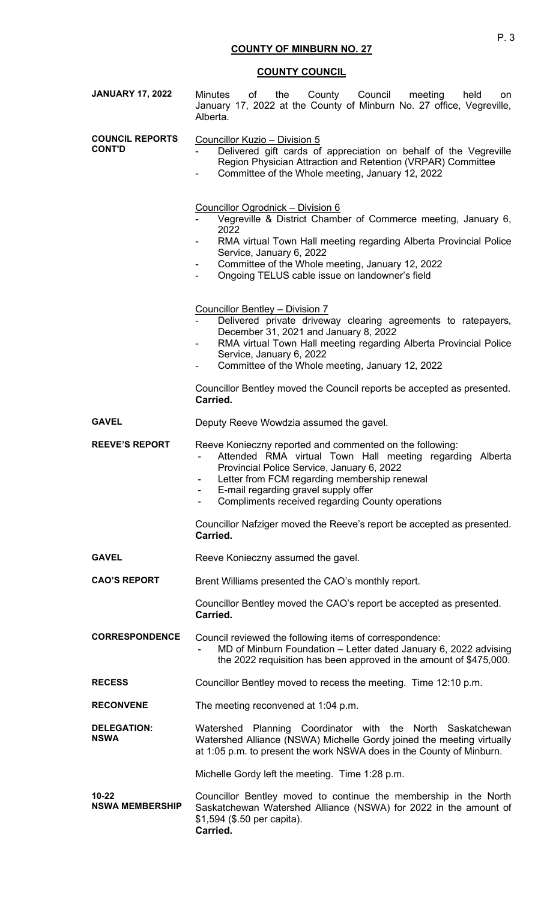## COUNTY OF MINBURN NO. 27

## COUNTY COUNCIL

**JANUARY 17, 2022** — Minutes of the County Council meeting held on January 17, 2022 at the County of Minburn No. 27 office, Vegreville, Alberta.

**COUNCIL REPORTS CONT'D**

Councillor Kuzio – Division 5

- Delivered gift cards of appreciation on behalf of the Vegreville Region Physician Attraction and Retention (VRPAR) Committee
- Committee of the Whole meeting, January 12, 2022

Councillor Ogrodnick – Division 6

- Vegreville & District Chamber of Commerce meeting, January 6, 2022
- RMA virtual Town Hall meeting regarding Alberta Provincial Police Service, January 6, 2022
- Committee of the Whole meeting, January 12, 2022
- Ongoing TELUS cable issue on landowner's field

Councillor Bentley – Division 7

- Delivered private driveway clearing agreements to ratepayers, December 31, 2021 and January 8, 2022
- RMA virtual Town Hall meeting regarding Alberta Provincial Police Service, January 6, 2022
- Committee of the Whole meeting, January 12, 2022

Councillor Bentley moved the Council reports be accepted as presented.
**Carried.**

**GAVEL** — Deputy Reeve Wowdzia assumed the gavel.

**REEVE'S REPORT** — Reeve Konieczny reported and commented on the following:

- Attended RMA virtual Town Hall meeting regarding Alberta Provincial Police Service, January 6, 2022
- Letter from FCM regarding membership renewal
- E-mail regarding gravel supply offer
- Compliments received regarding County operations

Councillor Nafziger moved the Reeve's report be accepted as presented.
**Carried.**

**GAVEL** — Reeve Konieczny assumed the gavel.

**CAO'S REPORT** — Brent Williams presented the CAO's monthly report.

Councillor Bentley moved the CAO's report be accepted as presented.
**Carried.**

**CORRESPONDENCE** — Council reviewed the following items of correspondence:

- MD of Minburn Foundation – Letter dated January 6, 2022 advising the 2022 requisition has been approved in the amount of $475,000.

**RECESS** — Councillor Bentley moved to recess the meeting. Time 12:10 p.m.

**RECONVENE** — The meeting reconvened at 1:04 p.m.

**DELEGATION: NSWA** — Watershed Planning Coordinator with the North Saskatchewan Watershed Alliance (NSWA) Michelle Gordy joined the meeting virtually at 1:05 p.m. to present the work NSWA does in the County of Minburn.

Michelle Gordy left the meeting. Time 1:28 p.m.

**10-22 NSWA MEMBERSHIP** — Councillor Bentley moved to continue the membership in the North Saskatchewan Watershed Alliance (NSWA) for 2022 in the amount of $1,594 ($.50 per capita).
**Carried.**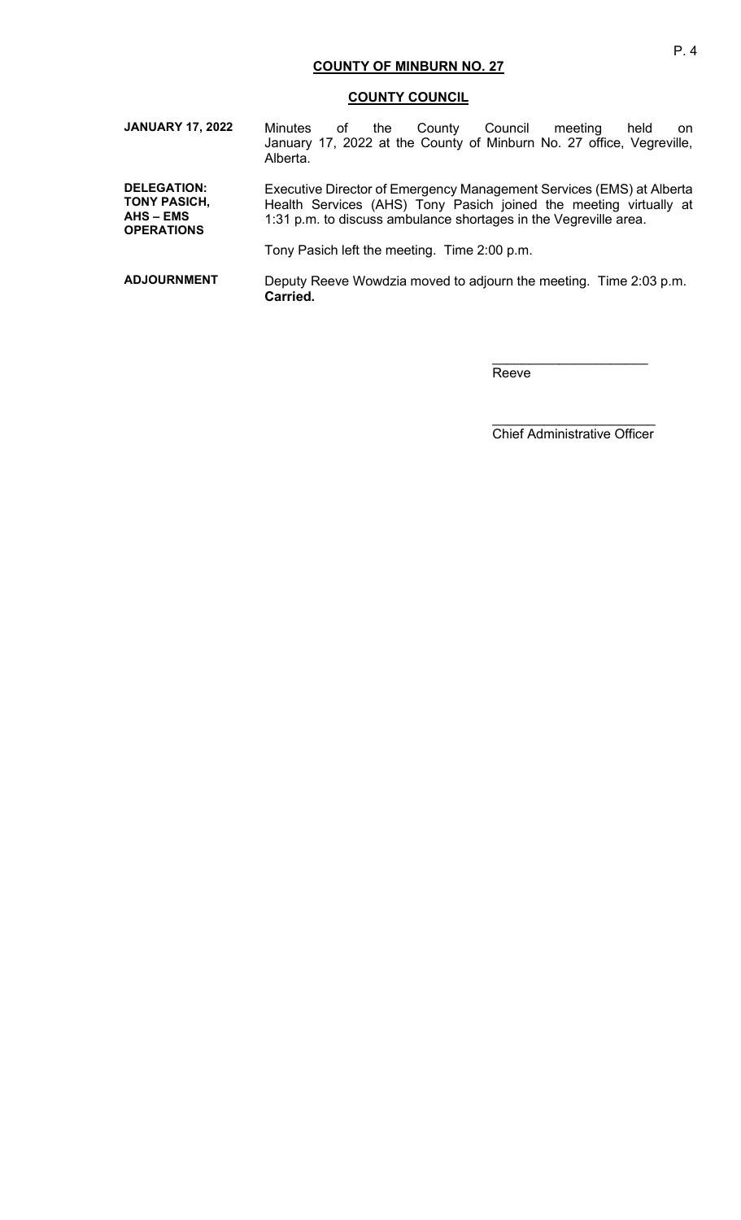## COUNTY OF MINBURN NO. 27

## COUNTY COUNCIL

**JANUARY 17, 2022**

Minutes of the County Council meeting held on January 17, 2022 at the County of Minburn No. 27 office, Vegreville, Alberta.

**DELEGATION: TONY PASICH, AHS – EMS OPERATIONS**

Executive Director of Emergency Management Services (EMS) at Alberta Health Services (AHS) Tony Pasich joined the meeting virtually at 1:31 p.m. to discuss ambulance shortages in the Vegreville area.

Tony Pasich left the meeting. Time 2:00 p.m.

**ADJOURNMENT**

Deputy Reeve Wowdzia moved to adjourn the meeting. Time 2:03 p.m. **Carried.**

\_\_\_\_\_\_\_\_\_\_\_\_\_\_\_\_\_\_\_\_\_\_
Reeve

\_\_\_\_\_\_\_\_\_\_\_\_\_\_\_\_\_\_\_\_\_\_
Chief Administrative Officer